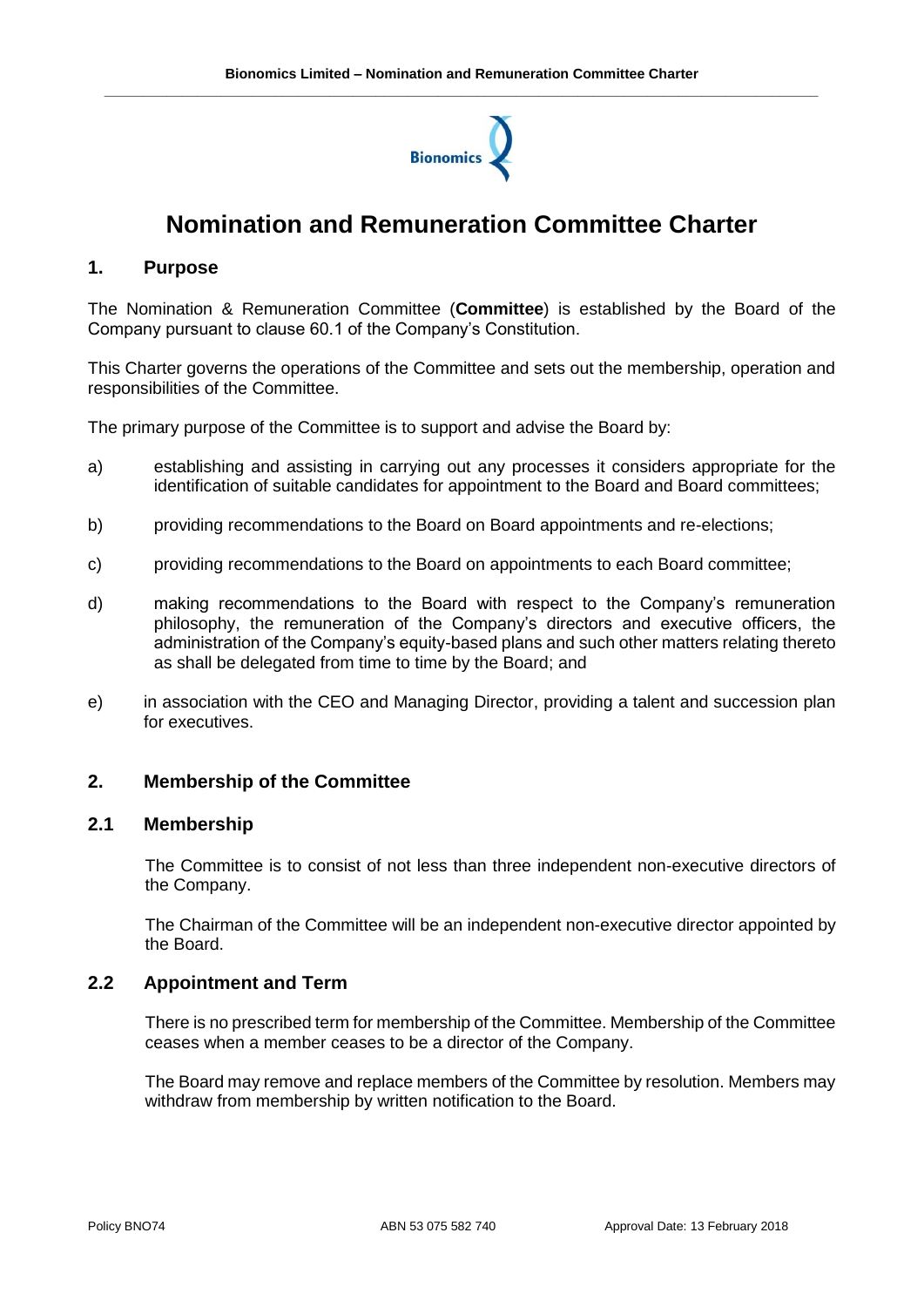# Nomination and Remuneration Committee Charter

## 1. Purpose

The Nomination & Remuneration Committee (**Committee**) is established by the Board of the Company pursuant to clause 60.1 of the Company's Constitution.

This Charter governs the operations of the Committee and sets out the membership, operation and responsibilities of the Committee.

The primary purpose of the Committee is to support and advise the Board by:

a) establishing and assisting in carrying out any processes it considers appropriate for the identification of suitable candidates for appointment to the Board and Board committees;

b) providing recommendations to the Board on Board appointments and re-elections;

c) providing recommendations to the Board on appointments to each Board committee;

d) making recommendations to the Board with respect to the Company's remuneration philosophy, the remuneration of the Company's directors and executive officers, the administration of the Company's equity-based plans and such other matters relating thereto as shall be delegated from time to time by the Board; and

e) in association with the CEO and Managing Director, providing a talent and succession plan for executives.

## 2. Membership of the Committee

### 2.1 Membership

The Committee is to consist of not less than three independent non-executive directors of the Company.

The Chairman of the Committee will be an independent non-executive director appointed by the Board.

### 2.2 Appointment and Term

There is no prescribed term for membership of the Committee. Membership of the Committee ceases when a member ceases to be a director of the Company.

The Board may remove and replace members of the Committee by resolution. Members may withdraw from membership by written notification to the Board.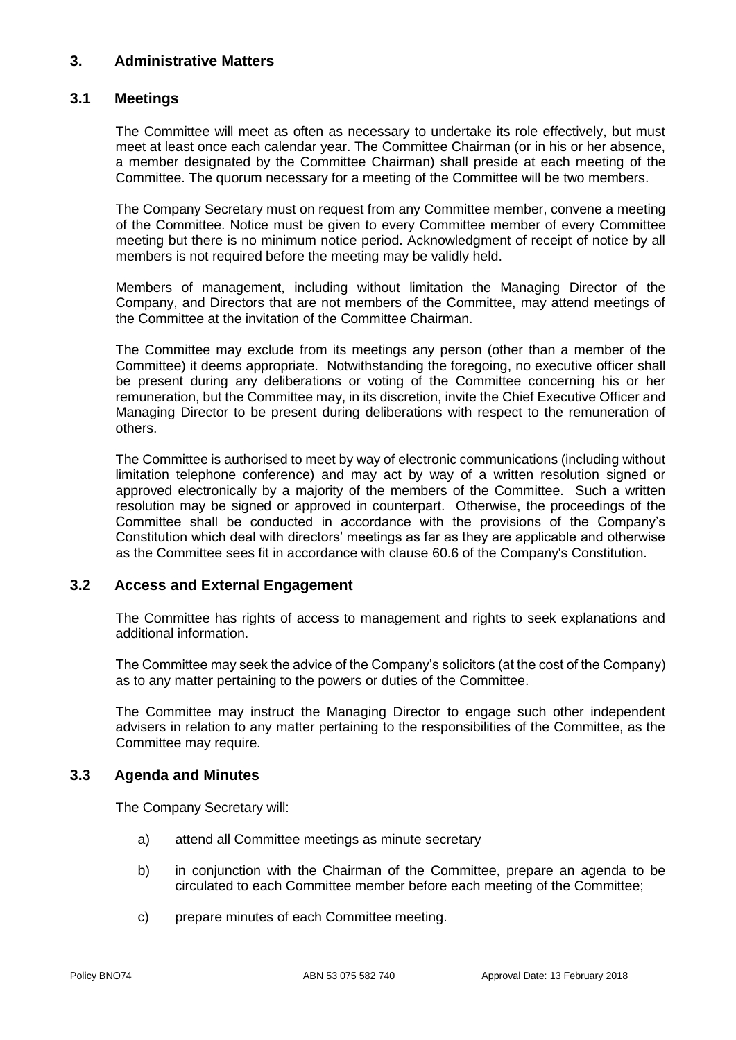## 3. Administrative Matters

### 3.1 Meetings

The Committee will meet as often as necessary to undertake its role effectively, but must meet at least once each calendar year. The Committee Chairman (or in his or her absence, a member designated by the Committee Chairman) shall preside at each meeting of the Committee. The quorum necessary for a meeting of the Committee will be two members.

The Company Secretary must on request from any Committee member, convene a meeting of the Committee. Notice must be given to every Committee member of every Committee meeting but there is no minimum notice period. Acknowledgment of receipt of notice by all members is not required before the meeting may be validly held.

Members of management, including without limitation the Managing Director of the Company, and Directors that are not members of the Committee, may attend meetings of the Committee at the invitation of the Committee Chairman.

The Committee may exclude from its meetings any person (other than a member of the Committee) it deems appropriate. Notwithstanding the foregoing, no executive officer shall be present during any deliberations or voting of the Committee concerning his or her remuneration, but the Committee may, in its discretion, invite the Chief Executive Officer and Managing Director to be present during deliberations with respect to the remuneration of others.

The Committee is authorised to meet by way of electronic communications (including without limitation telephone conference) and may act by way of a written resolution signed or approved electronically by a majority of the members of the Committee. Such a written resolution may be signed or approved in counterpart. Otherwise, the proceedings of the Committee shall be conducted in accordance with the provisions of the Company's Constitution which deal with directors' meetings as far as they are applicable and otherwise as the Committee sees fit in accordance with clause 60.6 of the Company's Constitution.

### 3.2 Access and External Engagement

The Committee has rights of access to management and rights to seek explanations and additional information.

The Committee may seek the advice of the Company's solicitors (at the cost of the Company) as to any matter pertaining to the powers or duties of the Committee.

The Committee may instruct the Managing Director to engage such other independent advisers in relation to any matter pertaining to the responsibilities of the Committee, as the Committee may require.

### 3.3 Agenda and Minutes

The Company Secretary will:

a) attend all Committee meetings as minute secretary

b) in conjunction with the Chairman of the Committee, prepare an agenda to be circulated to each Committee member before each meeting of the Committee;

c) prepare minutes of each Committee meeting.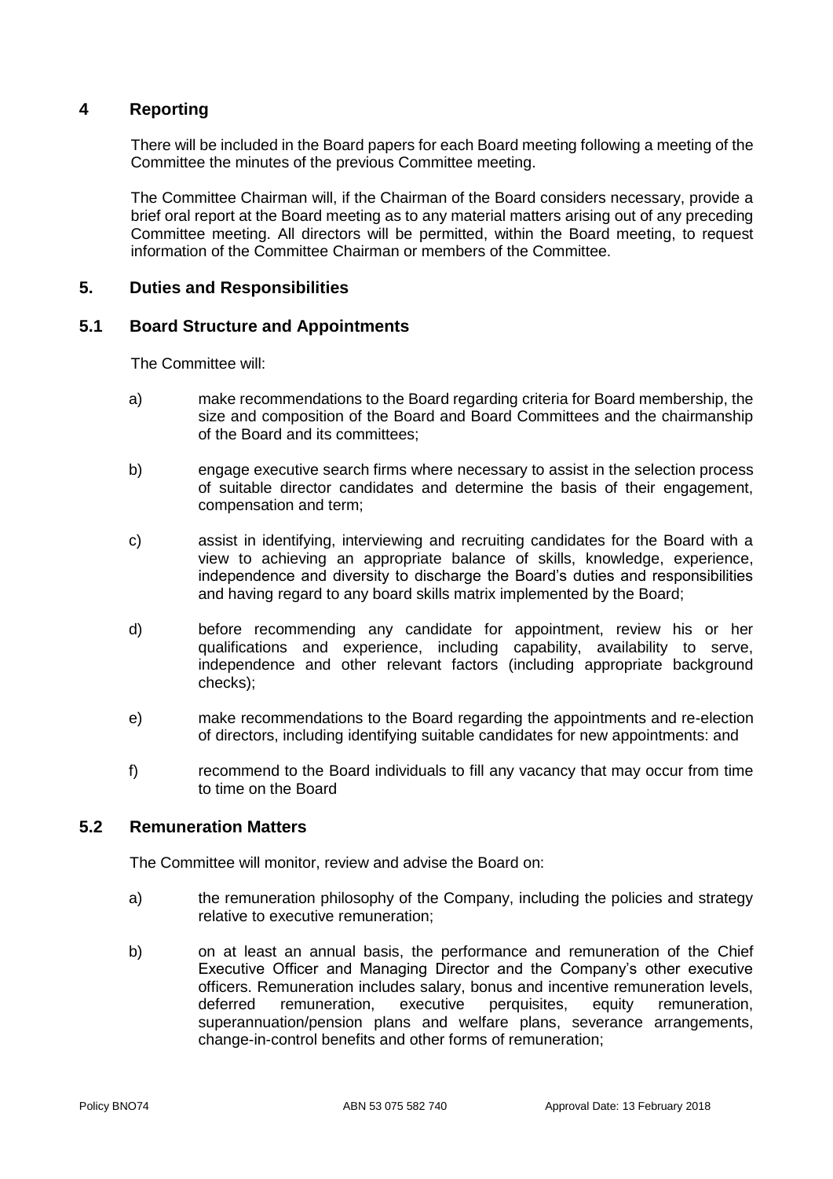## 4 Reporting

There will be included in the Board papers for each Board meeting following a meeting of the Committee the minutes of the previous Committee meeting.

The Committee Chairman will, if the Chairman of the Board considers necessary, provide a brief oral report at the Board meeting as to any material matters arising out of any preceding Committee meeting. All directors will be permitted, within the Board meeting, to request information of the Committee Chairman or members of the Committee.

## 5. Duties and Responsibilities

### 5.1 Board Structure and Appointments

The Committee will:

a) make recommendations to the Board regarding criteria for Board membership, the size and composition of the Board and Board Committees and the chairmanship of the Board and its committees;

b) engage executive search firms where necessary to assist in the selection process of suitable director candidates and determine the basis of their engagement, compensation and term;

c) assist in identifying, interviewing and recruiting candidates for the Board with a view to achieving an appropriate balance of skills, knowledge, experience, independence and diversity to discharge the Board's duties and responsibilities and having regard to any board skills matrix implemented by the Board;

d) before recommending any candidate for appointment, review his or her qualifications and experience, including capability, availability to serve, independence and other relevant factors (including appropriate background checks);

e) make recommendations to the Board regarding the appointments and re-election of directors, including identifying suitable candidates for new appointments: and

f) recommend to the Board individuals to fill any vacancy that may occur from time to time on the Board

### 5.2 Remuneration Matters

The Committee will monitor, review and advise the Board on:

a) the remuneration philosophy of the Company, including the policies and strategy relative to executive remuneration;

b) on at least an annual basis, the performance and remuneration of the Chief Executive Officer and Managing Director and the Company's other executive officers. Remuneration includes salary, bonus and incentive remuneration levels, deferred remuneration, executive perquisites, equity remuneration, superannuation/pension plans and welfare plans, severance arrangements, change-in-control benefits and other forms of remuneration;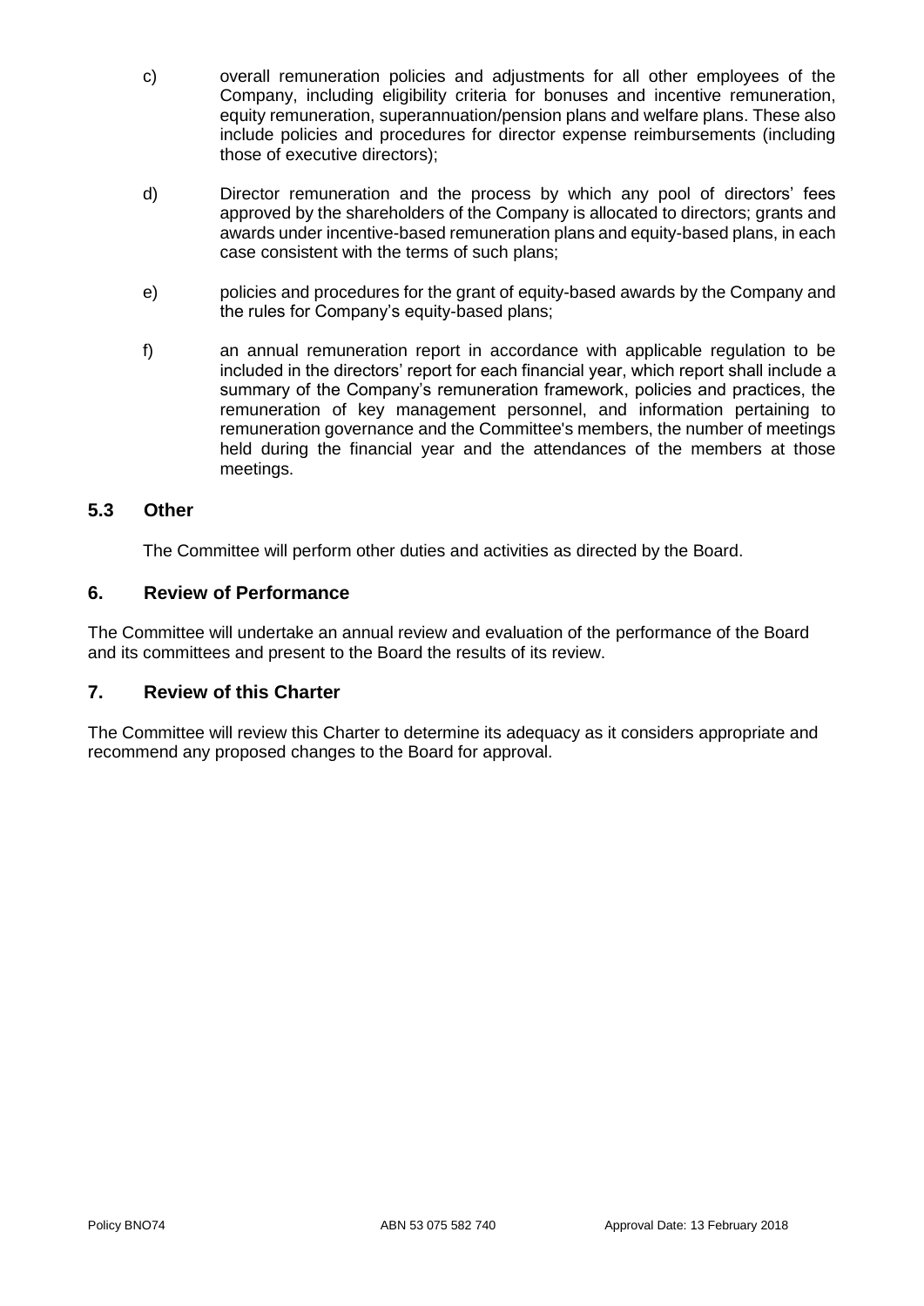c) overall remuneration policies and adjustments for all other employees of the Company, including eligibility criteria for bonuses and incentive remuneration, equity remuneration, superannuation/pension plans and welfare plans. These also include policies and procedures for director expense reimbursements (including those of executive directors);

d) Director remuneration and the process by which any pool of directors' fees approved by the shareholders of the Company is allocated to directors; grants and awards under incentive-based remuneration plans and equity-based plans, in each case consistent with the terms of such plans;

e) policies and procedures for the grant of equity-based awards by the Company and the rules for Company's equity-based plans;

f) an annual remuneration report in accordance with applicable regulation to be included in the directors' report for each financial year, which report shall include a summary of the Company's remuneration framework, policies and practices, the remuneration of key management personnel, and information pertaining to remuneration governance and the Committee's members, the number of meetings held during the financial year and the attendances of the members at those meetings.

### 5.3 Other

The Committee will perform other duties and activities as directed by the Board.

## 6. Review of Performance

The Committee will undertake an annual review and evaluation of the performance of the Board and its committees and present to the Board the results of its review.

## 7. Review of this Charter

The Committee will review this Charter to determine its adequacy as it considers appropriate and recommend any proposed changes to the Board for approval.